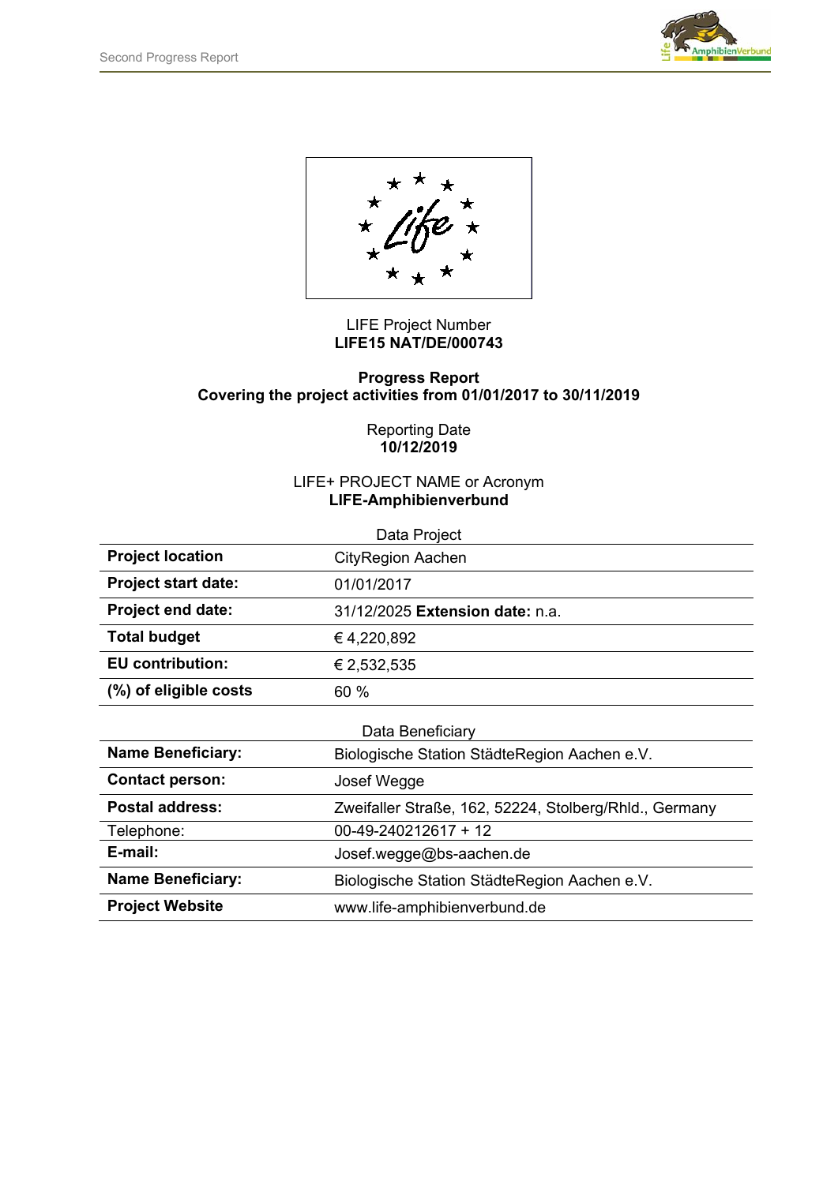LIFE Project Number
**LIFE15 NAT/DE/000743**

**Progress Report**
**Covering the project activities from 01/01/2017 to 30/11/2019**

Reporting Date
**10/12/2019**

LIFE+ PROJECT NAME or Acronym
**LIFE-Amphibienverbund**

Data Project

| | |
|---|---|
| **Project location** | CityRegion Aachen |
| **Project start date:** | 01/01/2017 |
| **Project end date:** | 31/12/2025 **Extension date:** n.a. |
| **Total budget** | € 4,220,892 |
| **EU contribution:** | € 2,532,535 |
| **(%) of eligible costs** | 60 % |

Data Beneficiary

| | |
|---|---|
| **Name Beneficiary:** | Biologische Station StädteRegion Aachen e.V. |
| **Contact person:** | Josef Wegge |
| **Postal address:** | Zweifaller Straße, 162, 52224, Stolberg/Rhld., Germany |
| Telephone: | 00-49-240212617 + 12 |
| **E-mail:** | Josef.wegge@bs-aachen.de |
| **Name Beneficiary:** | Biologische Station StädteRegion Aachen e.V. |
| **Project Website** | www.life-amphibienverbund.de |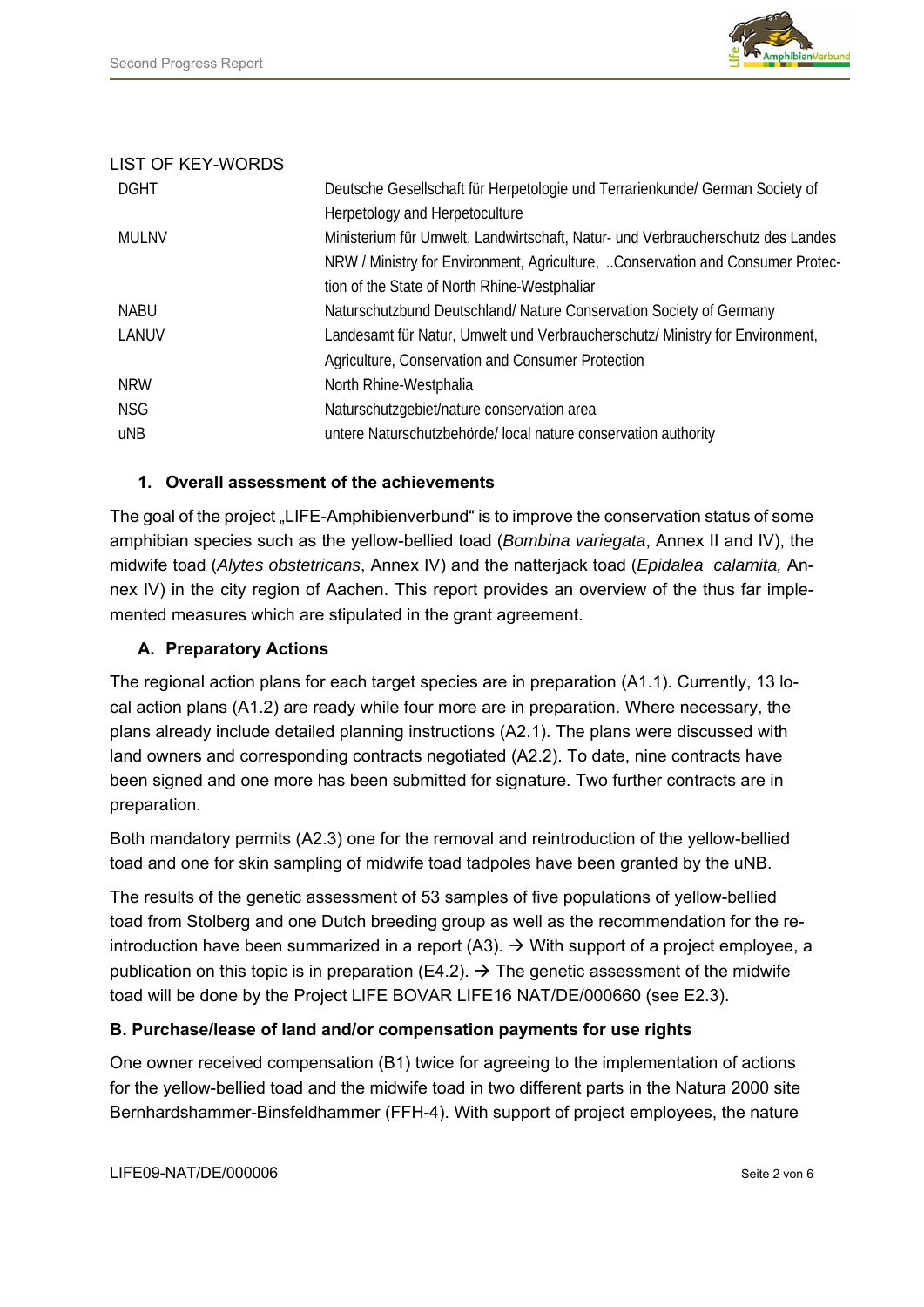LIST OF KEY-WORDS

| | |
|---|---|
| DGHT | Deutsche Gesellschaft für Herpetologie und Terrarienkunde/ German Society of Herpetology and Herpetoculture |
| MULNV | Ministerium für Umwelt, Landwirtschaft, Natur- und Verbraucherschutz des Landes NRW / Ministry for Environment, Agriculture, ..Conservation and Consumer Protection of the State of North Rhine-Westphaliar |
| NABU | Naturschutzbund Deutschland/ Nature Conservation Society of Germany |
| LANUV | Landesamt für Natur, Umwelt und Verbraucherschutz/ Ministry for Environment, Agriculture, Conservation and Consumer Protection |
| NRW | North Rhine-Westphalia |
| NSG | Naturschutzgebiet/nature conservation area |
| uNB | untere Naturschutzbehörde/ local nature conservation authority |

## 1. Overall assessment of the achievements

The goal of the project „LIFE-Amphibienverbund" is to improve the conservation status of some amphibian species such as the yellow-bellied toad (*Bombina variegata*, Annex II and IV), the midwife toad (*Alytes obstetricans*, Annex IV) and the natterjack toad (*Epidalea calamita,* Annex IV) in the city region of Aachen. This report provides an overview of the thus far implemented measures which are stipulated in the grant agreement.

### A. Preparatory Actions

The regional action plans for each target species are in preparation (A1.1). Currently, 13 local action plans (A1.2) are ready while four more are in preparation. Where necessary, the plans already include detailed planning instructions (A2.1). The plans were discussed with land owners and corresponding contracts negotiated (A2.2). To date, nine contracts have been signed and one more has been submitted for signature. Two further contracts are in preparation.

Both mandatory permits (A2.3) one for the removal and reintroduction of the yellow-bellied toad and one for skin sampling of midwife toad tadpoles have been granted by the uNB.

The results of the genetic assessment of 53 samples of five populations of yellow-bellied toad from Stolberg and one Dutch breeding group as well as the recommendation for the reintroduction have been summarized in a report (A3). → With support of a project employee, a publication on this topic is in preparation (E4.2). → The genetic assessment of the midwife toad will be done by the Project LIFE BOVAR LIFE16 NAT/DE/000660 (see E2.3).

### B. Purchase/lease of land and/or compensation payments for use rights

One owner received compensation (B1) twice for agreeing to the implementation of actions for the yellow-bellied toad and the midwife toad in two different parts in the Natura 2000 site Bernhardshammer-Binsfeldhammer (FFH-4). With support of project employees, the nature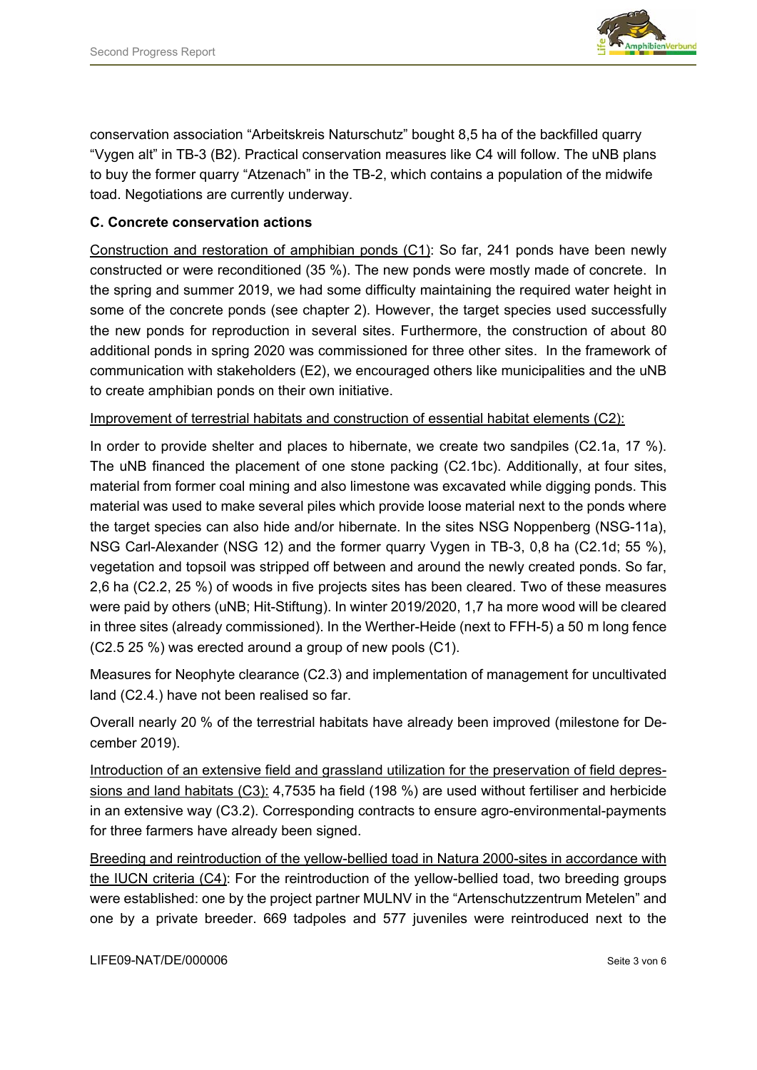conservation association "Arbeitskreis Naturschutz" bought 8,5 ha of the backfilled quarry "Vygen alt" in TB-3 (B2). Practical conservation measures like C4 will follow. The uNB plans to buy the former quarry "Atzenach" in the TB-2, which contains a population of the midwife toad. Negotiations are currently underway.

**C. Concrete conservation actions**

Construction and restoration of amphibian ponds (C1): So far, 241 ponds have been newly constructed or were reconditioned (35 %). The new ponds were mostly made of concrete. In the spring and summer 2019, we had some difficulty maintaining the required water height in some of the concrete ponds (see chapter 2). However, the target species used successfully the new ponds for reproduction in several sites. Furthermore, the construction of about 80 additional ponds in spring 2020 was commissioned for three other sites. In the framework of communication with stakeholders (E2), we encouraged others like municipalities and the uNB to create amphibian ponds on their own initiative.

Improvement of terrestrial habitats and construction of essential habitat elements (C2):

In order to provide shelter and places to hibernate, we create two sandpiles (C2.1a, 17 %). The uNB financed the placement of one stone packing (C2.1bc). Additionally, at four sites, material from former coal mining and also limestone was excavated while digging ponds. This material was used to make several piles which provide loose material next to the ponds where the target species can also hide and/or hibernate. In the sites NSG Noppenberg (NSG-11a), NSG Carl-Alexander (NSG 12) and the former quarry Vygen in TB-3, 0,8 ha (C2.1d; 55 %), vegetation and topsoil was stripped off between and around the newly created ponds. So far, 2,6 ha (C2.2, 25 %) of woods in five projects sites has been cleared. Two of these measures were paid by others (uNB; Hit-Stiftung). In winter 2019/2020, 1,7 ha more wood will be cleared in three sites (already commissioned). In the Werther-Heide (next to FFH-5) a 50 m long fence (C2.5 25 %) was erected around a group of new pools (C1).

Measures for Neophyte clearance (C2.3) and implementation of management for uncultivated land (C2.4.) have not been realised so far.

Overall nearly 20 % of the terrestrial habitats have already been improved (milestone for December 2019).

Introduction of an extensive field and grassland utilization for the preservation of field depressions and land habitats (C3): 4,7535 ha field (198 %) are used without fertiliser and herbicide in an extensive way (C3.2). Corresponding contracts to ensure agro-environmental-payments for three farmers have already been signed.

Breeding and reintroduction of the yellow-bellied toad in Natura 2000-sites in accordance with the IUCN criteria (C4): For the reintroduction of the yellow-bellied toad, two breeding groups were established: one by the project partner MULNV in the "Artenschutzzentrum Metelen" and one by a private breeder. 669 tadpoles and 577 juveniles were reintroduced next to the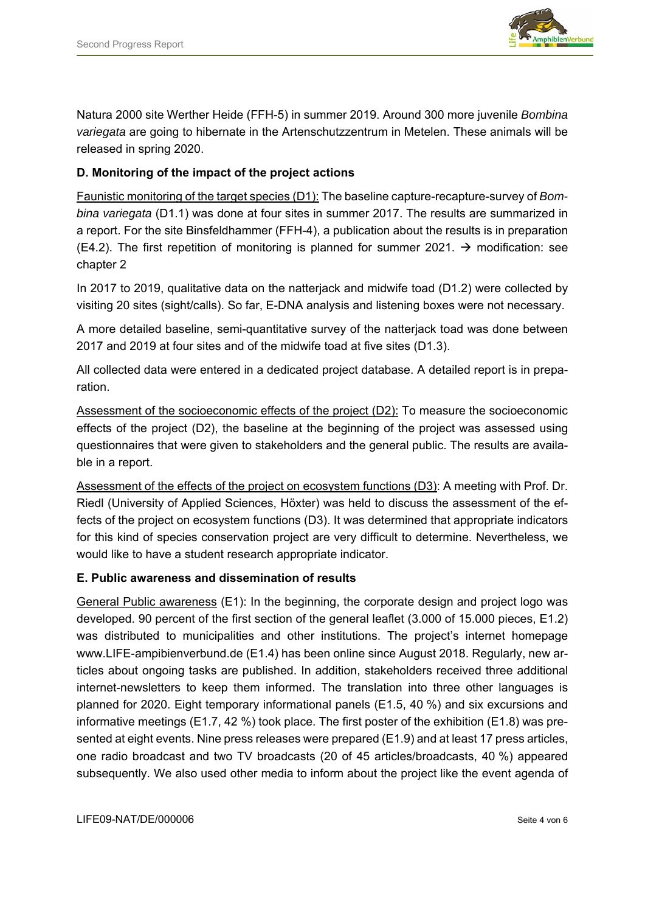Natura 2000 site Werther Heide (FFH-5) in summer 2019. Around 300 more juvenile *Bombina variegata* are going to hibernate in the Artenschutzzentrum in Metelen. These animals will be released in spring 2020.

**D. Monitoring of the impact of the project actions**

Faunistic monitoring of the target species (D1): The baseline capture-recapture-survey of *Bombina variegata* (D1.1) was done at four sites in summer 2017. The results are summarized in a report. For the site Binsfeldhammer (FFH-4), a publication about the results is in preparation (E4.2). The first repetition of monitoring is planned for summer 2021. → modification: see chapter 2

In 2017 to 2019, qualitative data on the natterjack and midwife toad (D1.2) were collected by visiting 20 sites (sight/calls). So far, E-DNA analysis and listening boxes were not necessary.

A more detailed baseline, semi-quantitative survey of the natterjack toad was done between 2017 and 2019 at four sites and of the midwife toad at five sites (D1.3).

All collected data were entered in a dedicated project database. A detailed report is in preparation.

Assessment of the socioeconomic effects of the project (D2): To measure the socioeconomic effects of the project (D2), the baseline at the beginning of the project was assessed using questionnaires that were given to stakeholders and the general public. The results are available in a report.

Assessment of the effects of the project on ecosystem functions (D3): A meeting with Prof. Dr. Riedl (University of Applied Sciences, Höxter) was held to discuss the assessment of the effects of the project on ecosystem functions (D3). It was determined that appropriate indicators for this kind of species conservation project are very difficult to determine. Nevertheless, we would like to have a student research appropriate indicator.

**E. Public awareness and dissemination of results**

General Public awareness (E1): In the beginning, the corporate design and project logo was developed. 90 percent of the first section of the general leaflet (3.000 of 15.000 pieces, E1.2) was distributed to municipalities and other institutions. The project's internet homepage www.LIFE-ampibienverbund.de (E1.4) has been online since August 2018. Regularly, new articles about ongoing tasks are published. In addition, stakeholders received three additional internet-newsletters to keep them informed. The translation into three other languages is planned for 2020. Eight temporary informational panels (E1.5, 40 %) and six excursions and informative meetings (E1.7, 42 %) took place. The first poster of the exhibition (E1.8) was presented at eight events. Nine press releases were prepared (E1.9) and at least 17 press articles, one radio broadcast and two TV broadcasts (20 of 45 articles/broadcasts, 40 %) appeared subsequently. We also used other media to inform about the project like the event agenda of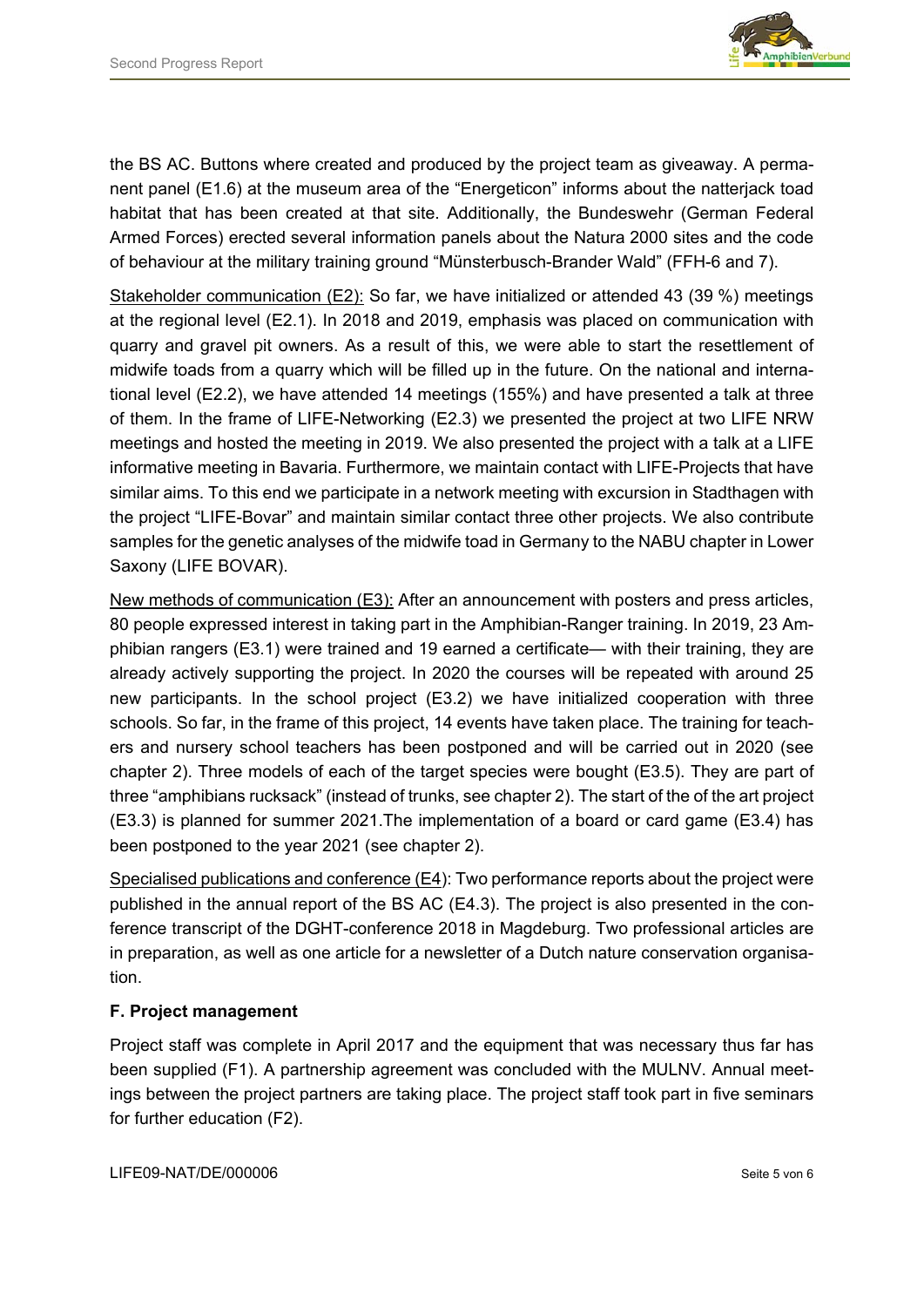the BS AC. Buttons where created and produced by the project team as giveaway. A permanent panel (E1.6) at the museum area of the "Energeticon" informs about the natterjack toad habitat that has been created at that site. Additionally, the Bundeswehr (German Federal Armed Forces) erected several information panels about the Natura 2000 sites and the code of behaviour at the military training ground "Münsterbusch-Brander Wald" (FFH-6 and 7).

Stakeholder communication (E2): So far, we have initialized or attended 43 (39 %) meetings at the regional level (E2.1). In 2018 and 2019, emphasis was placed on communication with quarry and gravel pit owners. As a result of this, we were able to start the resettlement of midwife toads from a quarry which will be filled up in the future. On the national and international level (E2.2), we have attended 14 meetings (155%) and have presented a talk at three of them. In the frame of LIFE-Networking (E2.3) we presented the project at two LIFE NRW meetings and hosted the meeting in 2019. We also presented the project with a talk at a LIFE informative meeting in Bavaria. Furthermore, we maintain contact with LIFE-Projects that have similar aims. To this end we participate in a network meeting with excursion in Stadthagen with the project "LIFE-Bovar" and maintain similar contact three other projects. We also contribute samples for the genetic analyses of the midwife toad in Germany to the NABU chapter in Lower Saxony (LIFE BOVAR).

New methods of communication (E3): After an announcement with posters and press articles, 80 people expressed interest in taking part in the Amphibian-Ranger training. In 2019, 23 Amphibian rangers (E3.1) were trained and 19 earned a certificate— with their training, they are already actively supporting the project. In 2020 the courses will be repeated with around 25 new participants. In the school project (E3.2) we have initialized cooperation with three schools. So far, in the frame of this project, 14 events have taken place. The training for teachers and nursery school teachers has been postponed and will be carried out in 2020 (see chapter 2). Three models of each of the target species were bought (E3.5). They are part of three "amphibians rucksack" (instead of trunks, see chapter 2). The start of the of the art project (E3.3) is planned for summer 2021.The implementation of a board or card game (E3.4) has been postponed to the year 2021 (see chapter 2).

Specialised publications and conference (E4): Two performance reports about the project were published in the annual report of the BS AC (E4.3). The project is also presented in the conference transcript of the DGHT-conference 2018 in Magdeburg. Two professional articles are in preparation, as well as one article for a newsletter of a Dutch nature conservation organisation.

**F. Project management**

Project staff was complete in April 2017 and the equipment that was necessary thus far has been supplied (F1). A partnership agreement was concluded with the MULNV. Annual meetings between the project partners are taking place. The project staff took part in five seminars for further education (F2).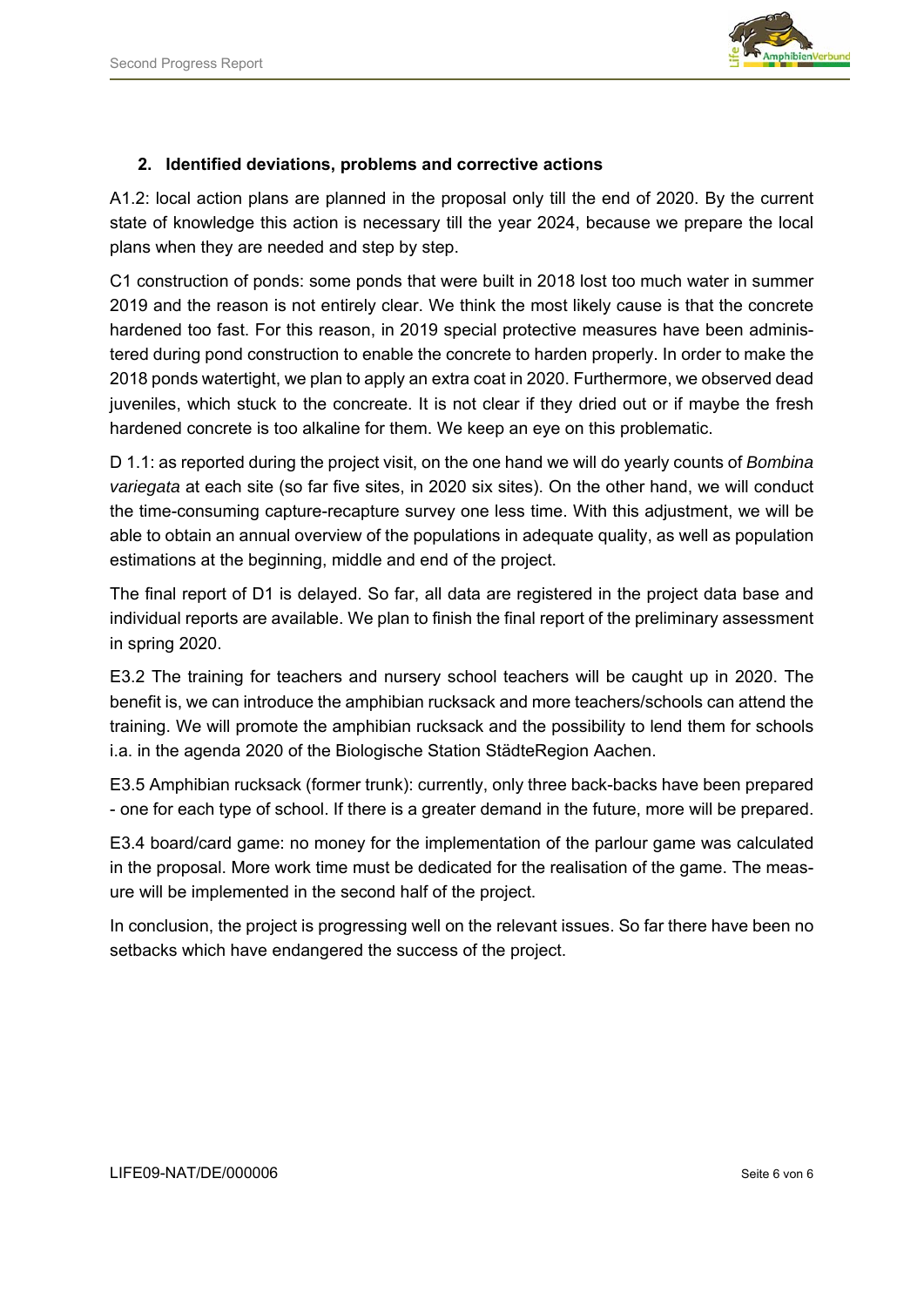## 2. Identified deviations, problems and corrective actions

A1.2: local action plans are planned in the proposal only till the end of 2020. By the current state of knowledge this action is necessary till the year 2024, because we prepare the local plans when they are needed and step by step.

C1 construction of ponds: some ponds that were built in 2018 lost too much water in summer 2019 and the reason is not entirely clear. We think the most likely cause is that the concrete hardened too fast. For this reason, in 2019 special protective measures have been administered during pond construction to enable the concrete to harden properly. In order to make the 2018 ponds watertight, we plan to apply an extra coat in 2020. Furthermore, we observed dead juveniles, which stuck to the concreate. It is not clear if they dried out or if maybe the fresh hardened concrete is too alkaline for them. We keep an eye on this problematic.

D 1.1: as reported during the project visit, on the one hand we will do yearly counts of *Bombina variegata* at each site (so far five sites, in 2020 six sites). On the other hand, we will conduct the time-consuming capture-recapture survey one less time. With this adjustment, we will be able to obtain an annual overview of the populations in adequate quality, as well as population estimations at the beginning, middle and end of the project.

The final report of D1 is delayed. So far, all data are registered in the project data base and individual reports are available. We plan to finish the final report of the preliminary assessment in spring 2020.

E3.2 The training for teachers and nursery school teachers will be caught up in 2020. The benefit is, we can introduce the amphibian rucksack and more teachers/schools can attend the training. We will promote the amphibian rucksack and the possibility to lend them for schools i.a. in the agenda 2020 of the Biologische Station StädteRegion Aachen.

E3.5 Amphibian rucksack (former trunk): currently, only three back-backs have been prepared - one for each type of school. If there is a greater demand in the future, more will be prepared.

E3.4 board/card game: no money for the implementation of the parlour game was calculated in the proposal. More work time must be dedicated for the realisation of the game. The measure will be implemented in the second half of the project.

In conclusion, the project is progressing well on the relevant issues. So far there have been no setbacks which have endangered the success of the project.

LIFE09-NAT/DE/000006